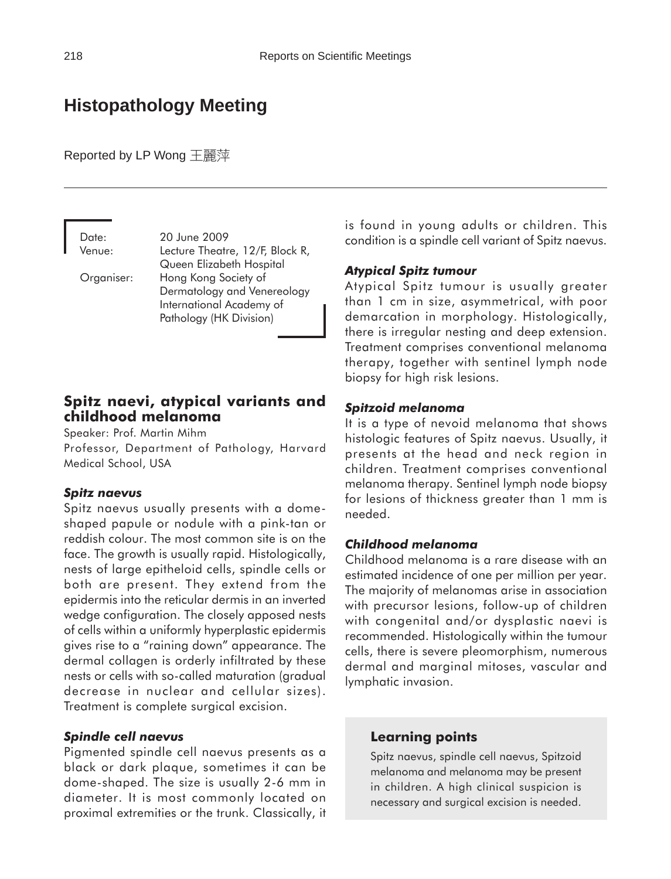# Histopathology Meeting

Reported by LP Wong 王麗萍

Date: 20 June 2009
Venue: Lecture Theatre, 12/F, Block R, Queen Elizabeth Hospital
Organiser: Hong Kong Society of Dermatology and Venereology
International Academy of Pathology (HK Division)

## Spitz naevi, atypical variants and childhood melanoma

Speaker: Prof. Martin Mihm
Professor, Department of Pathology, Harvard Medical School, USA

### *Spitz naevus*

Spitz naevus usually presents with a dome-shaped papule or nodule with a pink-tan or reddish colour. The most common site is on the face. The growth is usually rapid. Histologically, nests of large epitheloid cells, spindle cells or both are present. They extend from the epidermis into the reticular dermis in an inverted wedge configuration. The closely apposed nests of cells within a uniformly hyperplastic epidermis gives rise to a "raining down" appearance. The dermal collagen is orderly infiltrated by these nests or cells with so-called maturation (gradual decrease in nuclear and cellular sizes). Treatment is complete surgical excision.

### *Spindle cell naevus*

Pigmented spindle cell naevus presents as a black or dark plaque, sometimes it can be dome-shaped. The size is usually 2-6 mm in diameter. It is most commonly located on proximal extremities or the trunk. Classically, it is found in young adults or children. This condition is a spindle cell variant of Spitz naevus.

### *Atypical Spitz tumour*

Atypical Spitz tumour is usually greater than 1 cm in size, asymmetrical, with poor demarcation in morphology. Histologically, there is irregular nesting and deep extension. Treatment comprises conventional melanoma therapy, together with sentinel lymph node biopsy for high risk lesions.

### *Spitzoid melanoma*

It is a type of nevoid melanoma that shows histologic features of Spitz naevus. Usually, it presents at the head and neck region in children. Treatment comprises conventional melanoma therapy. Sentinel lymph node biopsy for lesions of thickness greater than 1 mm is needed.

### *Childhood melanoma*

Childhood melanoma is a rare disease with an estimated incidence of one per million per year. The majority of melanomas arise in association with precursor lesions, follow-up of children with congenital and/or dysplastic naevi is recommended. Histologically within the tumour cells, there is severe pleomorphism, numerous dermal and marginal mitoses, vascular and lymphatic invasion.

### Learning points

Spitz naevus, spindle cell naevus, Spitzoid melanoma and melanoma may be present in children. A high clinical suspicion is necessary and surgical excision is needed.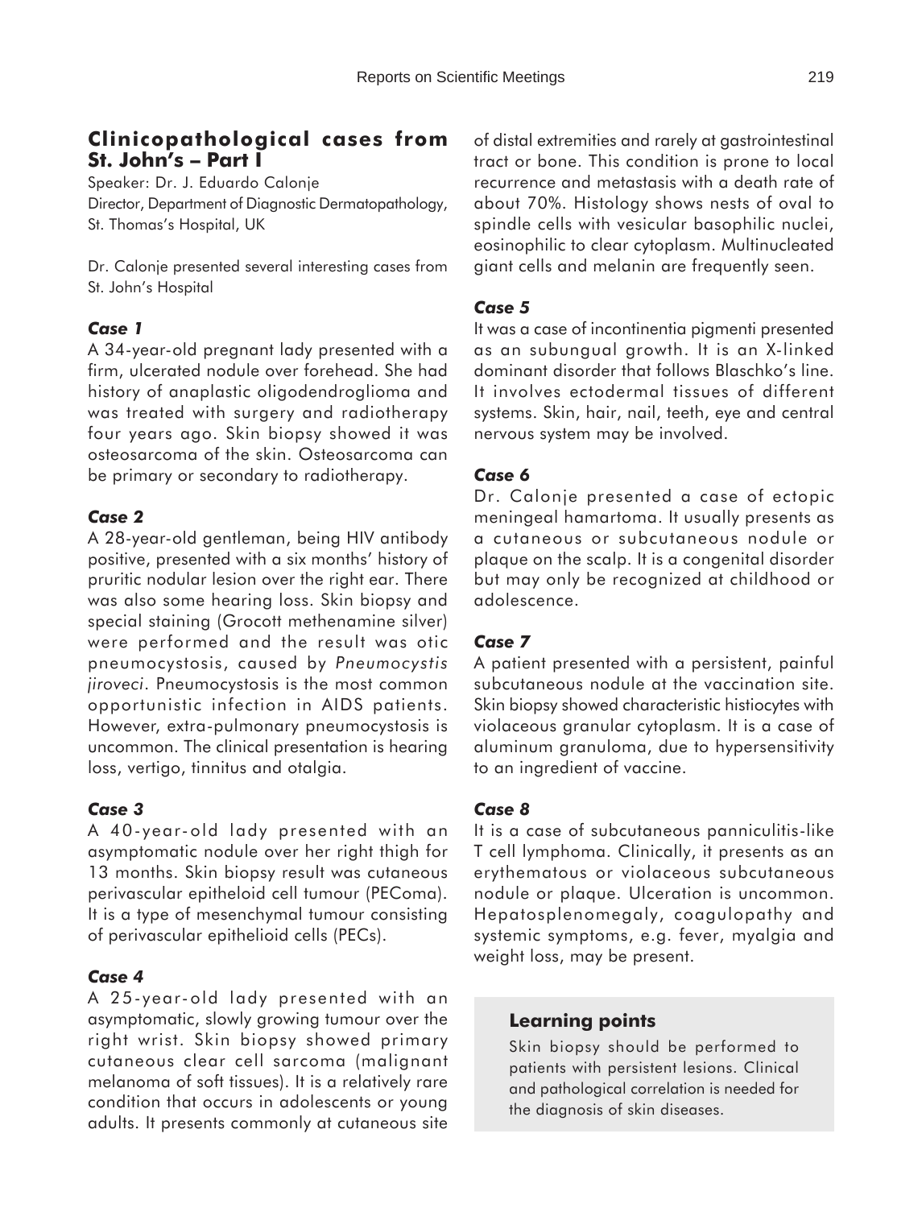## Clinicopathological cases from St. John's – Part I

Speaker: Dr. J. Eduardo Calonje
Director, Department of Diagnostic Dermatopathology, St. Thomas's Hospital, UK

Dr. Calonje presented several interesting cases from St. John's Hospital

### *Case 1*

A 34-year-old pregnant lady presented with a firm, ulcerated nodule over forehead. She had history of anaplastic oligodendroglioma and was treated with surgery and radiotherapy four years ago. Skin biopsy showed it was osteosarcoma of the skin. Osteosarcoma can be primary or secondary to radiotherapy.

### *Case 2*

A 28-year-old gentleman, being HIV antibody positive, presented with a six months' history of pruritic nodular lesion over the right ear. There was also some hearing loss. Skin biopsy and special staining (Grocott methenamine silver) were performed and the result was otic pneumocystosis, caused by *Pneumocystis jiroveci*. Pneumocystosis is the most common opportunistic infection in AIDS patients. However, extra-pulmonary pneumocystosis is uncommon. The clinical presentation is hearing loss, vertigo, tinnitus and otalgia.

### *Case 3*

A 40-year-old lady presented with an asymptomatic nodule over her right thigh for 13 months. Skin biopsy result was cutaneous perivascular epitheloid cell tumour (PEComa). It is a type of mesenchymal tumour consisting of perivascular epithelioid cells (PECs).

### *Case 4*

A 25-year-old lady presented with an asymptomatic, slowly growing tumour over the right wrist. Skin biopsy showed primary cutaneous clear cell sarcoma (malignant melanoma of soft tissues). It is a relatively rare condition that occurs in adolescents or young adults. It presents commonly at cutaneous site of distal extremities and rarely at gastrointestinal tract or bone. This condition is prone to local recurrence and metastasis with a death rate of about 70%. Histology shows nests of oval to spindle cells with vesicular basophilic nuclei, eosinophilic to clear cytoplasm. Multinucleated giant cells and melanin are frequently seen.

### *Case 5*

It was a case of incontinentia pigmenti presented as an subungual growth. It is an X-linked dominant disorder that follows Blaschko's line. It involves ectodermal tissues of different systems. Skin, hair, nail, teeth, eye and central nervous system may be involved.

### *Case 6*

Dr. Calonje presented a case of ectopic meningeal hamartoma. It usually presents as a cutaneous or subcutaneous nodule or plaque on the scalp. It is a congenital disorder but may only be recognized at childhood or adolescence.

### *Case 7*

A patient presented with a persistent, painful subcutaneous nodule at the vaccination site. Skin biopsy showed characteristic histiocytes with violaceous granular cytoplasm. It is a case of aluminum granuloma, due to hypersensitivity to an ingredient of vaccine.

### *Case 8*

It is a case of subcutaneous panniculitis-like T cell lymphoma. Clinically, it presents as an erythematous or violaceous subcutaneous nodule or plaque. Ulceration is uncommon. Hepatosplenomegaly, coagulopathy and systemic symptoms, e.g. fever, myalgia and weight loss, may be present.

#### Learning points

Skin biopsy should be performed to patients with persistent lesions. Clinical and pathological correlation is needed for the diagnosis of skin diseases.